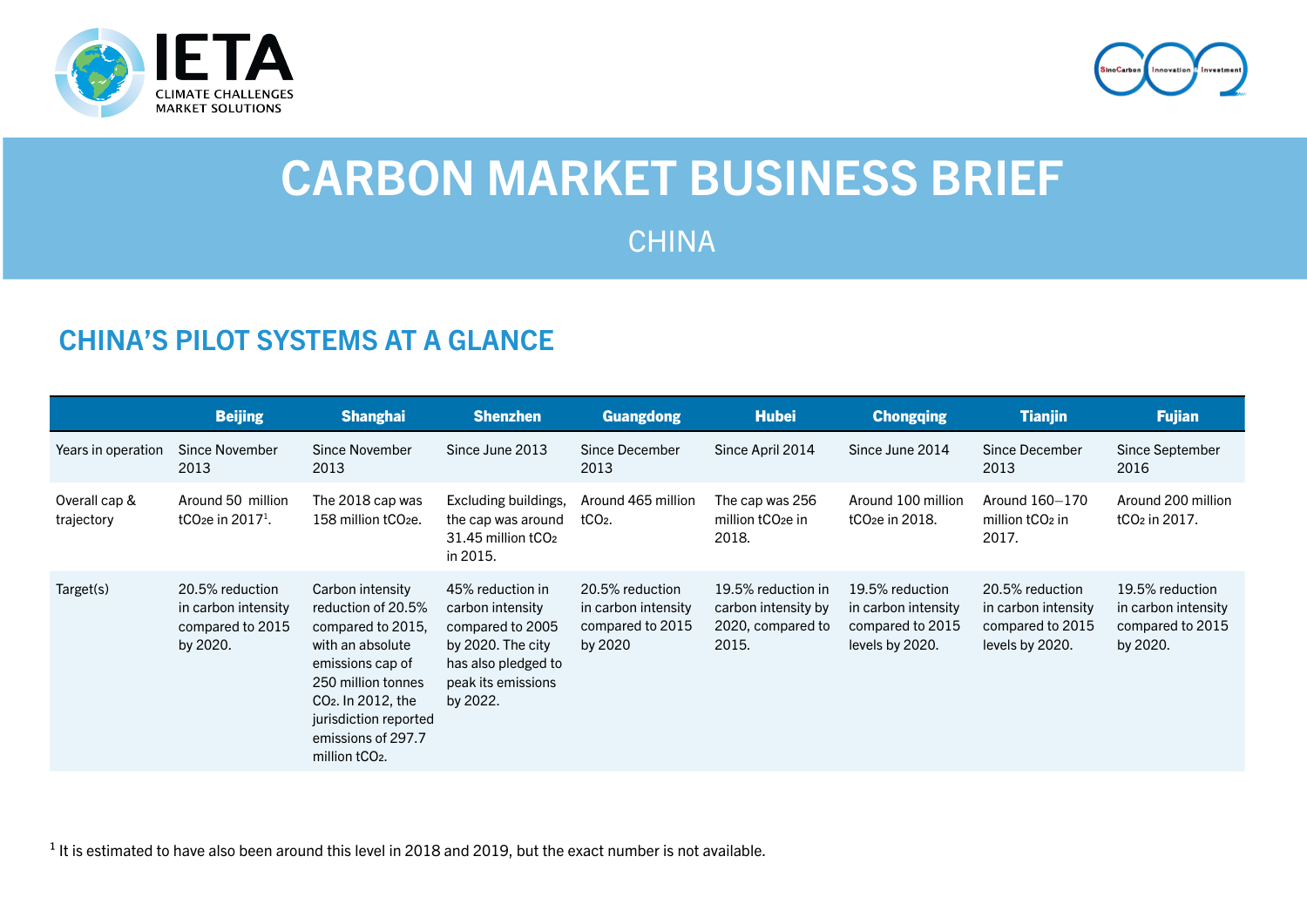# CARBON MARKET BUSINESS BRIEF

## CHINA

### CHINA'S PILOT SYSTEMS AT A GLANCE

| | Beijing | Shanghai | Shenzhen | Guangdong | Hubei | Chongqing | Tianjin | Fujian |
|---|---|---|---|---|---|---|---|---|
| Years in operation | Since November 2013 | Since November 2013 | Since June 2013 | Since December 2013 | Since April 2014 | Since June 2014 | Since December 2013 | Since September 2016 |
| Overall cap & trajectory | Around 50 million $tCO_2e$ in 2017[1]. | The 2018 cap was 158 million $tCO_2e$. | Excluding buildings, the cap was around 31.45 million $tCO_2$ in 2015. | Around 465 million $tCO_2$. | The cap was 256 million $tCO_2e$ in 2018. | Around 100 million $tCO_2e$ in 2018. | Around 160–170 million $tCO_2$ in 2017. | Around 200 million $tCO_2$ in 2017. |
| Target(s) | 20.5% reduction in carbon intensity compared to 2015 by 2020. | Carbon intensity reduction of 20.5% compared to 2015, with an absolute emissions cap of 250 million tonnes $CO_2$. In 2012, the jurisdiction reported emissions of 297.7 million $tCO_2$. | 45% reduction in carbon intensity compared to 2005 by 2020. The city has also pledged to peak its emissions by 2022. | 20.5% reduction in carbon intensity compared to 2015 by 2020 | 19.5% reduction in carbon intensity by 2020, compared to 2015. | 19.5% reduction in carbon intensity compared to 2015 levels by 2020. | 20.5% reduction in carbon intensity compared to 2015 levels by 2020. | 19.5% reduction in carbon intensity compared to 2015 by 2020. |

[1] It is estimated to have also been around this level in 2018 and 2019, but the exact number is not available.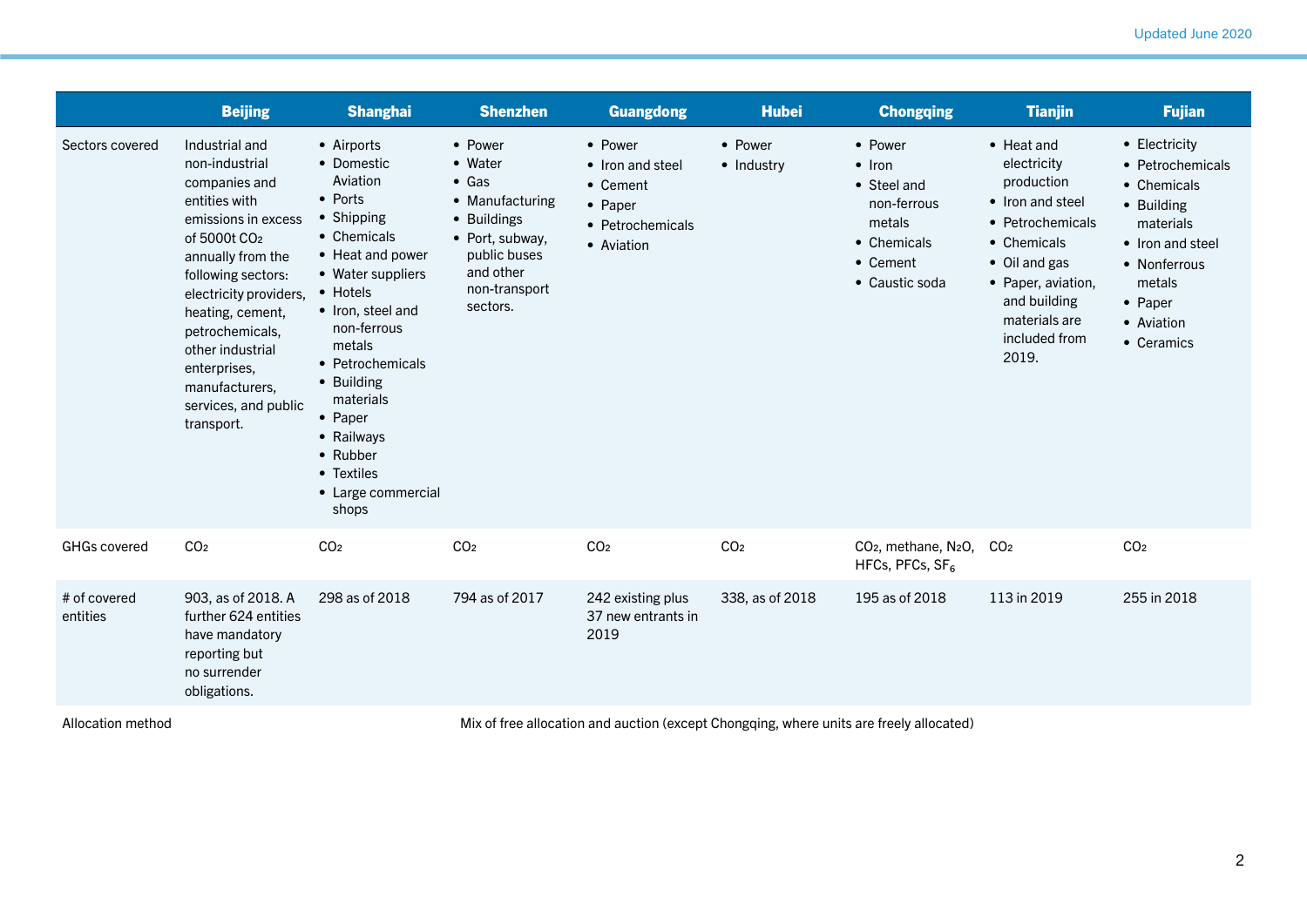Updated June 2020

| | Beijing | Shanghai | Shenzhen | Guangdong | Hubei | Chongqing | Tianjin | Fujian |
|---|---|---|---|---|---|---|---|---|
| Sectors covered | Industrial and non-industrial companies and entities with emissions in excess of 5000t $CO_2$ annually from the following sectors: electricity providers, heating, cement, petrochemicals, other industrial enterprises, manufacturers, services, and public transport. | • Airports<br>• Domestic Aviation<br>• Ports<br>• Shipping<br>• Chemicals<br>• Heat and power<br>• Water suppliers<br>• Hotels<br>• Iron, steel and non-ferrous metals<br>• Petrochemicals<br>• Building materials<br>• Paper<br>• Railways<br>• Rubber<br>• Textiles<br>• Large commercial shops | • Power<br>• Water<br>• Gas<br>• Manufacturing<br>• Buildings<br>• Port, subway, public buses and other non-transport sectors. | • Power<br>• Iron and steel<br>• Cement<br>• Paper<br>• Petrochemicals<br>• Aviation | • Power<br>• Industry | • Power<br>• Iron<br>• Steel and non-ferrous metals<br>• Chemicals<br>• Cement<br>• Caustic soda | • Heat and electricity production<br>• Iron and steel<br>• Petrochemicals<br>• Chemicals<br>• Oil and gas<br>• Paper, aviation, and building materials are included from 2019. | • Electricity<br>• Petrochemicals<br>• Chemicals<br>• Building materials<br>• Iron and steel<br>• Nonferrous metals<br>• Paper<br>• Aviation<br>• Ceramics |
| GHGs covered | $CO_2$ | $CO_2$ | $CO_2$ | $CO_2$ | $CO_2$ | $CO_2$, methane, $N_2O$, HFCs, PFCs, $SF_6$ | $CO_2$ | $CO_2$ |
| # of covered entities | 903, as of 2018. A further 624 entities have mandatory reporting but no surrender obligations. | 298 as of 2018 | 794 as of 2017 | 242 existing plus 37 new entrants in 2019 | 338, as of 2018 | 195 as of 2018 | 113 in 2019 | 255 in 2018 |
| Allocation method | Mix of free allocation and auction (except Chongqing, where units are freely allocated) | | | | | | | |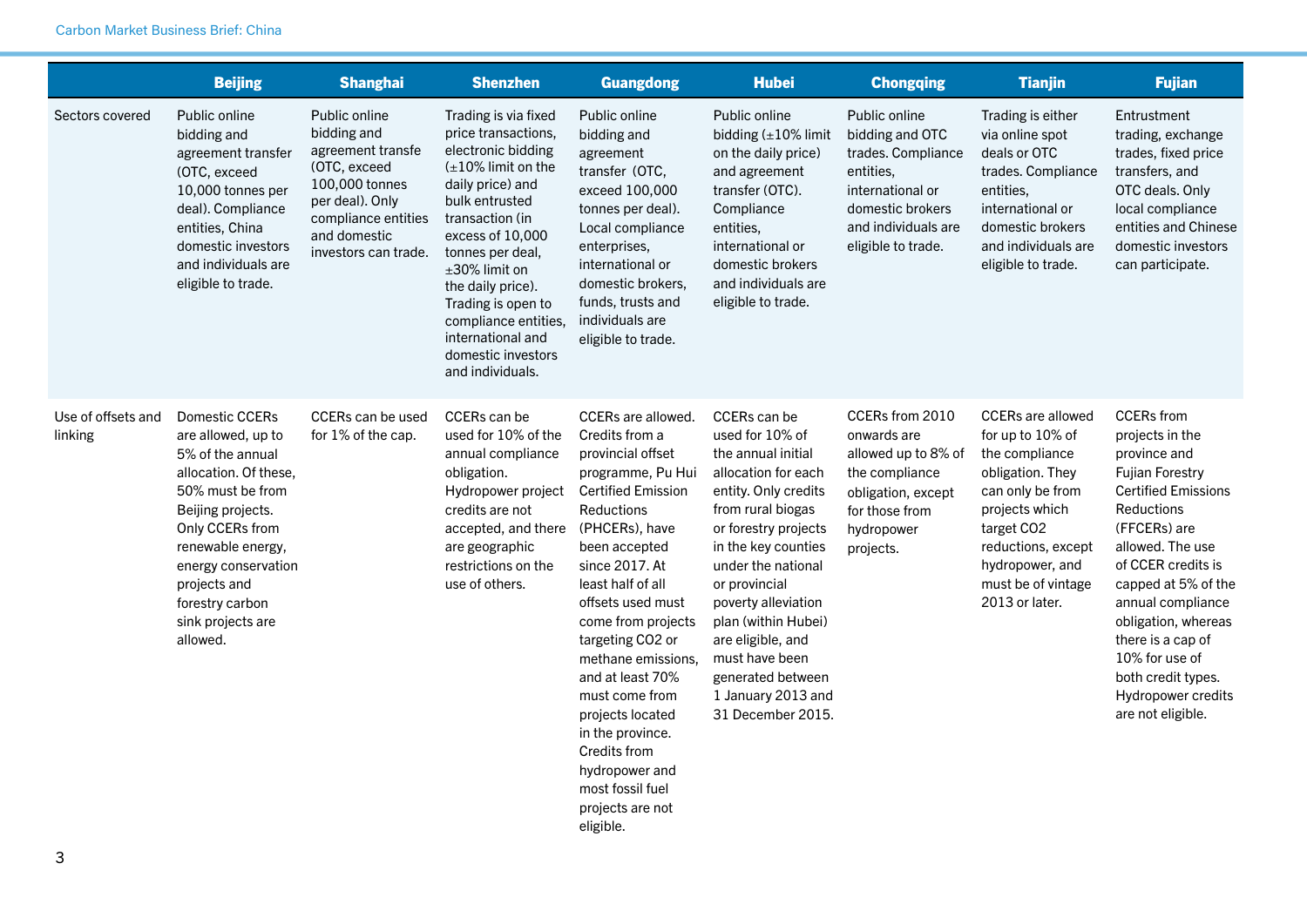| | Beijing | Shanghai | Shenzhen | Guangdong | Hubei | Chongqing | Tianjin | Fujian |
|---|---|---|---|---|---|---|---|---|
| Sectors covered | Public online bidding and agreement transfer (OTC, exceed 10,000 tonnes per deal). Compliance entities, China domestic investors and individuals are eligible to trade. | Public online bidding and agreement transfe (OTC, exceed 100,000 tonnes per deal). Only compliance entities and domestic investors can trade. | Trading is via fixed price transactions, electronic bidding (±10% limit on the daily price) and bulk entrusted transaction (in excess of 10,000 tonnes per deal, ±30% limit on the daily price). Trading is open to compliance entities, international and domestic investors and individuals. | Public online bidding and agreement transfer (OTC, exceed 100,000 tonnes per deal). Local compliance enterprises, international or domestic brokers, funds, trusts and individuals are eligible to trade. | Public online bidding (±10% limit on the daily price) and agreement transfer (OTC). Compliance entities, international or domestic brokers and individuals are eligible to trade. | Public online bidding and OTC trades. Compliance entities, international or domestic brokers and individuals are eligible to trade. | Trading is either via online spot deals or OTC trades. Compliance entities, international or domestic brokers and individuals are eligible to trade. | Entrustment trading, exchange trades, fixed price transfers, and OTC deals. Only local compliance entities and Chinese domestic investors can participate. |
| Use of offsets and linking | Domestic CCERs are allowed, up to 5% of the annual allocation. Of these, 50% must be from Beijing projects. Only CCERs from renewable energy, energy conservation projects and forestry carbon sink projects are allowed. | CCERs can be used for 1% of the cap. | CCERs can be used for 10% of the annual compliance obligation. Hydropower project credits are not accepted, and there are geographic restrictions on the use of others. | CCERs are allowed. Credits from a provincial offset programme, Pu Hui Certified Emission Reductions (PHCERs), have been accepted since 2017. At least half of all offsets used must come from projects targeting CO2 or methane emissions, and at least 70% must come from projects located in the province. Credits from hydropower and most fossil fuel projects are not eligible. | CCERs can be used for 10% of the annual initial allocation for each entity. Only credits from rural biogas or forestry projects in the key counties under the national or provincial poverty alleviation plan (within Hubei) are eligible, and must have been generated between 1 January 2013 and 31 December 2015. | CCERs from 2010 onwards are allowed up to 8% of the compliance obligation, except for those from hydropower projects. | CCERs are allowed for up to 10% of the compliance obligation. They can only be from projects which target CO2 reductions, except hydropower, and must be of vintage 2013 or later. | CCERs from projects in the province and Fujian Forestry Certified Emissions Reductions (FFCERs) are allowed. The use of CCER credits is capped at 5% of the annual compliance obligation, whereas there is a cap of 10% for use of both credit types. Hydropower credits are not eligible. |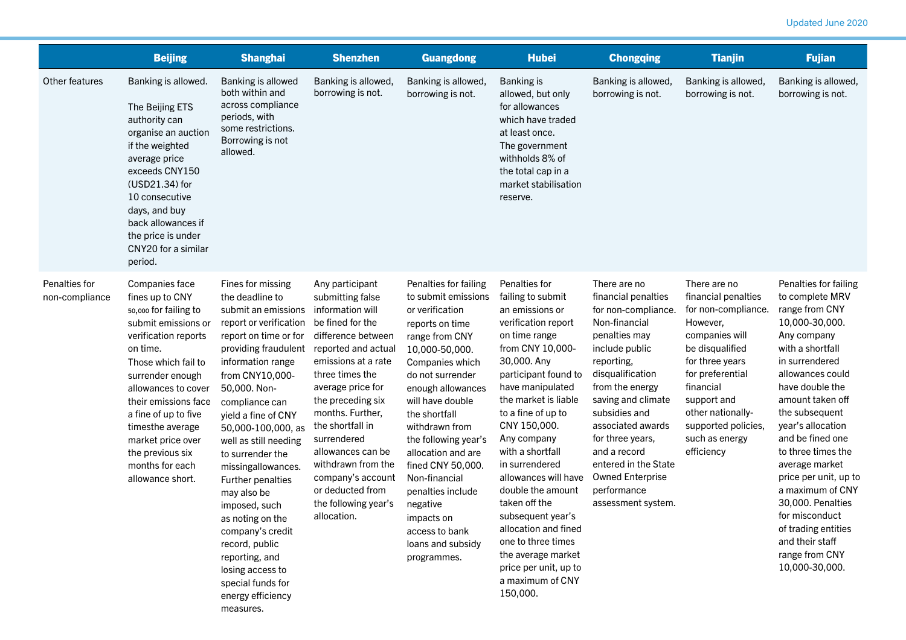Updated June 2020

| | Beijing | Shanghai | Shenzhen | Guangdong | Hubei | Chongqing | Tianjin | Fujian |
|---|---|---|---|---|---|---|---|---|
| Other features | Banking is allowed. The Beijing ETS authority can organise an auction if the weighted average price exceeds CNY150 (USD21.34) for 10 consecutive days, and buy back allowances if the price is under CNY20 for a similar period. | Banking is allowed both within and across compliance periods, with some restrictions. Borrowing is not allowed. | Banking is allowed, borrowing is not. | Banking is allowed, borrowing is not. | Banking is allowed, but only for allowances which have traded at least once. The government withholds 8% of the total cap in a market stabilisation reserve. | Banking is allowed, borrowing is not. | Banking is allowed, borrowing is not. | Banking is allowed, borrowing is not. |
| Penalties for non-compliance | Companies face fines up to CNY 50,000 for failing to submit emissions or verification reports on time. Those which fail to surrender enough allowances to cover their emissions face a fine of up to five timesthe average market price over the previous six months for each allowance short. | Fines for missing the deadline to submit an emissions report or verification report on time or for providing fraudulent information range from CNY10,000-50,000. Non-compliance can yield a fine of CNY 50,000-100,000, as well as still needing to surrender the missingallowances. Further penalties may also be imposed, such as noting on the company's credit record, public reporting, and losing access to special funds for energy efficiency measures. | Any participant submitting false information will be fined for the difference between reported and actual emissions at a rate three times the average price for the preceding six months. Further, the shortfall in surrendered allowances can be withdrawn from the company's account or deducted from the following year's allocation. | Penalties for failing to submit emissions or verification reports on time range from CNY 10,000-50,000. Companies which do not surrender enough allowances will have double the shortfall withdrawn from the following year's allocation and are fined CNY 50,000. Non-financial penalties include negative impacts on access to bank loans and subsidy programmes. | Penalties for failing to submit an emissions or verification report on time range from CNY 10,000-30,000. Any participant found to have manipulated the market is liable to a fine of up to CNY 150,000. Any company with a shortfall in surrendered allowances will have double the amount taken off the subsequent year's allocation and fined one to three times the average market price per unit, up to a maximum of CNY 150,000. | There are no financial penalties for non-compliance. Non-financial penalties may include public reporting, disqualification from the energy saving and climate subsidies and associated awards for three years, and a record entered in the State Owned Enterprise performance assessment system. | There are no financial penalties for non-compliance. However, companies will be disqualified for three years for preferential financial support and other nationally-supported policies, such as energy efficiency | Penalties for failing to complete MRV range from CNY 10,000-30,000. Any company with a shortfall in surrendered allowances could have double the amount taken off the subsequent year's allocation and be fined one to three times the average market price per unit, up to a maximum of CNY 30,000. Penalties for misconduct of trading entities and their staff range from CNY 10,000-30,000. |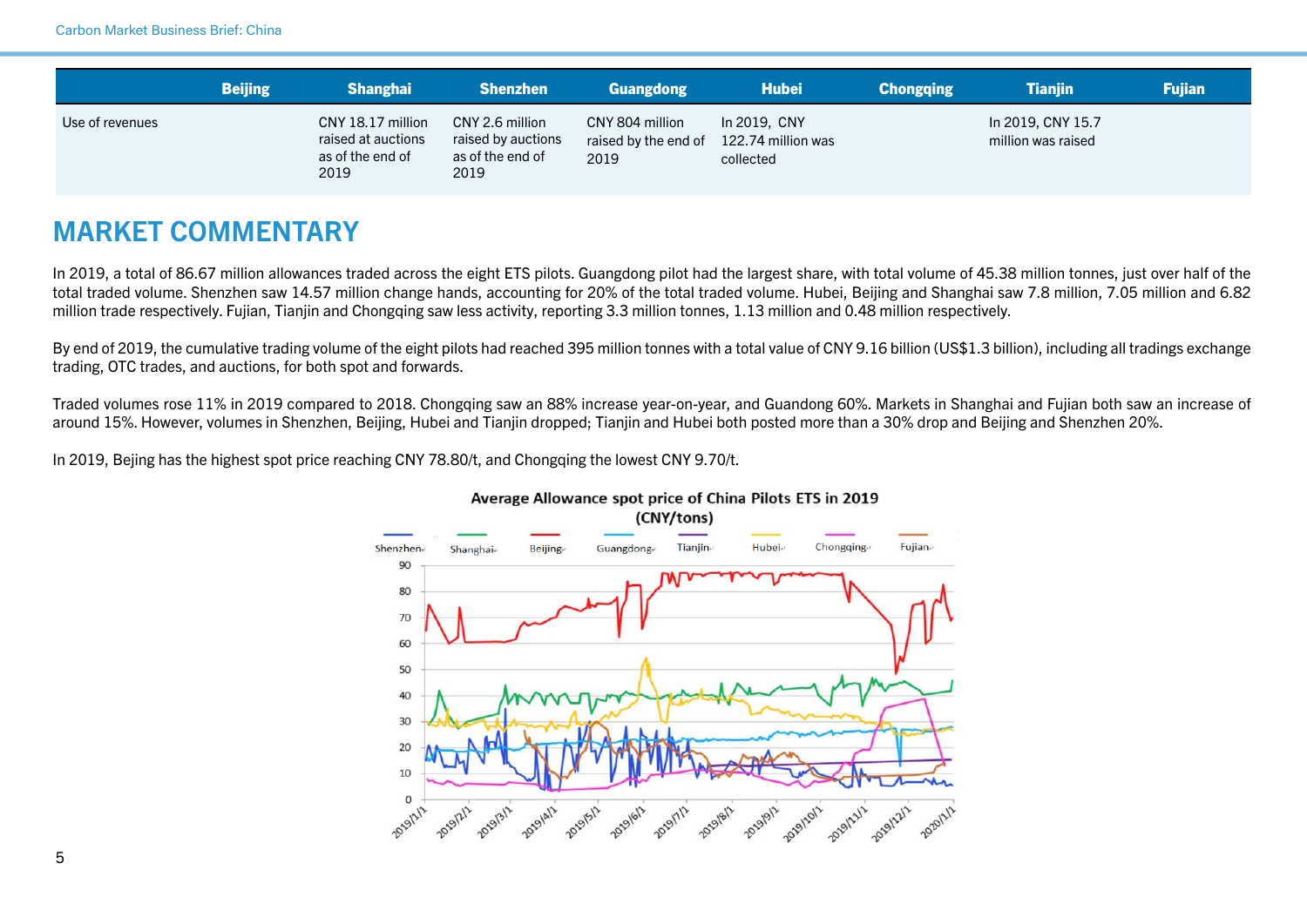| | Beijing | Shanghai | Shenzhen | Guangdong | Hubei | Chongqing | Tianjin | Fujian |
|---|---|---|---|---|---|---|---|---|
| Use of revenues | | CNY 18.17 million raised at auctions as of the end of 2019 | CNY 2.6 million raised by auctions as of the end of 2019 | CNY 804 million raised by the end of 2019 | In 2019, CNY 122.74 million was collected | | In 2019, CNY 15.7 million was raised | |

## MARKET COMMENTARY

In 2019, a total of 86.67 million allowances traded across the eight ETS pilots. Guangdong pilot had the largest share, with total volume of 45.38 million tonnes, just over half of the total traded volume. Shenzhen saw 14.57 million change hands, accounting for 20% of the total traded volume. Hubei, Beijing and Shanghai saw 7.8 million, 7.05 million and 6.82 million trade respectively. Fujian, Tianjin and Chongqing saw less activity, reporting 3.3 million tonnes, 1.13 million and 0.48 million respectively.

By end of 2019, the cumulative trading volume of the eight pilots had reached 395 million tonnes with a total value of CNY 9.16 billion (US$1.3 billion), including all tradings exchange trading, OTC trades, and auctions, for both spot and forwards.

Traded volumes rose 11% in 2019 compared to 2018. Chongqing saw an 88% increase year-on-year, and Guandong 60%. Markets in Shanghai and Fujian both saw an increase of around 15%. However, volumes in Shenzhen, Beijing, Hubei and Tianjin dropped; Tianjin and Hubei both posted more than a 30% drop and Beijing and Shenzhen 20%.

In 2019, Bejing has the highest spot price reaching CNY 78.80/t, and Chongqing the lowest CNY 9.70/t.

Average Allowance spot price of China Pilots ETS in 2019 (CNY/tons)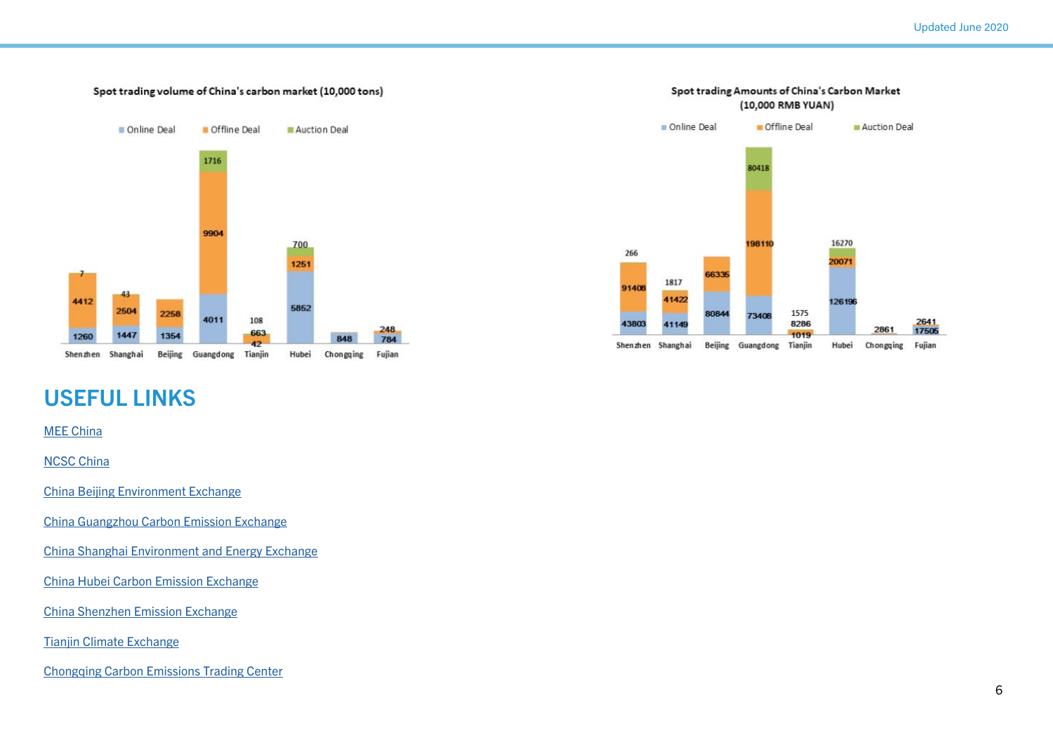**Spot trading volume of China's carbon market (10,000 tons)**

| | Online Deal | Offline Deal | Auction Deal |
|---|---|---|---|
| Shenzhen | 1260 | 4412 | 7 |
| Shanghai | 1447 | 2504 | 43 |
| Beijing | 1354 | 2258 | |
| Guangdong | 4011 | 9904 | 1716 |
| Tianjin | 42 | 663 | 108 |
| Hubei | 5852 | 1251 | 700 |
| Chongqing | 848 | | |
| Fujian | 784 | 248 | |

**Spot trading Amounts of China's Carbon Market (10,000 RMB YUAN)**

| | Online Deal | Offline Deal | Auction Deal |
|---|---|---|---|
| Shenzhen | 43803 | 91408 | 266 |
| Shanghai | 41149 | 41422 | 1817 |
| Beijing | 80844 | 66335 | |
| Guangdong | 73408 | 198110 | 80418 |
| Tianjin | 1019 | 8286 | 1575 |
| Hubei | 126196 | 20071 | 16270 |
| Chongqing | 2861 | | |
| Fujian | 17505 | 2641 | |

## USEFUL LINKS

MEE China

NCSC China

China Beijing Environment Exchange

China Guangzhou Carbon Emission Exchange

China Shanghai Environment and Energy Exchange

China Hubei Carbon Emission Exchange

China Shenzhen Emission Exchange

Tianjin Climate Exchange

Chongqing Carbon Emissions Trading Center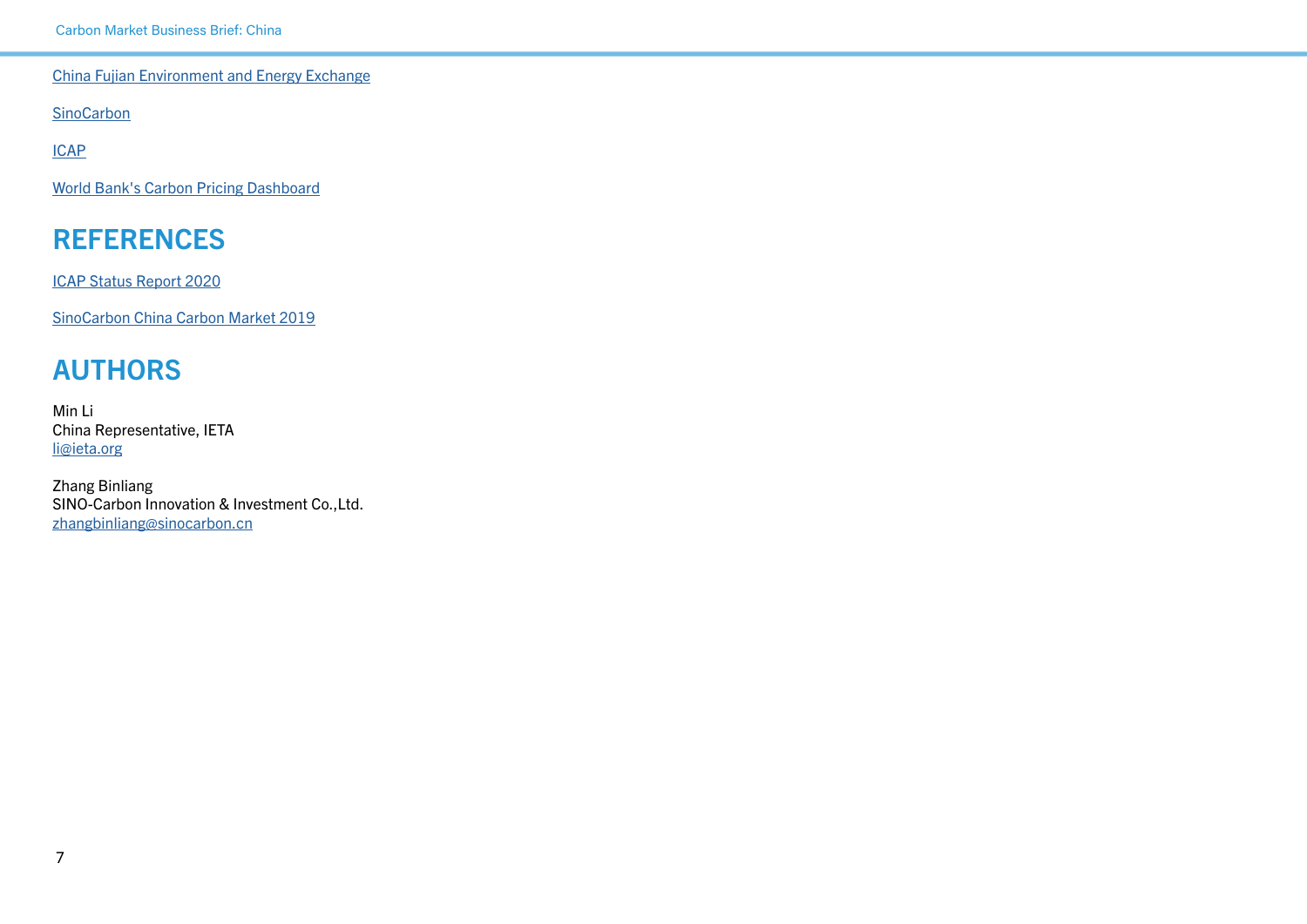China Fujian Environment and Energy Exchange

SinoCarbon

ICAP

World Bank's Carbon Pricing Dashboard

## REFERENCES

ICAP Status Report 2020

SinoCarbon China Carbon Market 2019

## AUTHORS

Min Li
China Representative, IETA
li@ieta.org

Zhang Binliang
SINO-Carbon Innovation & Investment Co.,Ltd.
zhangbinliang@sinocarbon.cn